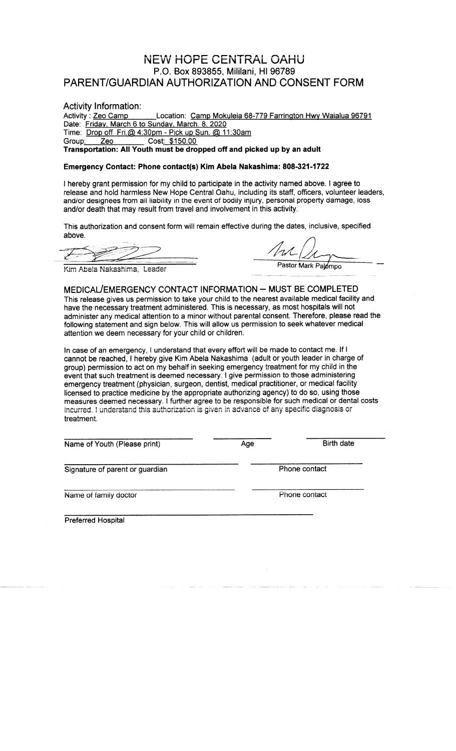# NEW HOPE CENTRAL OAHU

P.O. Box 893855, Mililani, HI 96789

## PARENT/GUARDIAN AUTHORIZATION AND CONSENT FORM

### Activity Information:

Activity : Zeo Camp Location: Camp Mokuleia 68-779 Farrington Hwy Waialua 96791
Date: Friday, March 6 to Sunday, March. 8, 2020
Time: Drop off Fri.@ 4:30pm - Pick up Sun. @ 11:30am
Group: Zeo Cost: $150.00
**Transportation: All Youth must be dropped off and picked up by an adult**

**Emergency Contact: Phone contact(s) Kim Abela Nakashima: 808-321-1722**

I hereby grant permission for my child to participate in the activity named above. I agree to release and hold harmless New Hope Central Oahu, including its staff, officers, volunteer leaders, and/or designees from all liability in the event of bodily injury, personal property damage, loss and/or death that may result from travel and involvement in this activity.

This authorization and consent form will remain effective during the dates, inclusive, specified above.

Kim Abela Nakashima, Leader

Pastor Mark Palompo

### MEDICAL/EMERGENCY CONTACT INFORMATION – MUST BE COMPLETED

This release gives us permission to take your child to the nearest available medical facility and have the necessary treatment administered. This is necessary, as most hospitals will not administer any medical attention to a minor without parental consent. Therefore, please read the following statement and sign below. This will allow us permission to seek whatever medical attention we deem necessary for your child or children.

In case of an emergency, I understand that every effort will be made to contact me. If I cannot be reached, I hereby give Kim Abela Nakashima (adult or youth leader in charge of group) permission to act on my behalf in seeking emergency treatment for my child in the event that such treatment is deemed necessary. I give permission to those administering emergency treatment (physician, surgeon, dentist, medical practitioner, or medical facility licensed to practice medicine by the appropriate authorizing agency) to do so, using those measures deemed necessary. I further agree to be responsible for such medical or dental costs incurred. I understand this authorization is given in advance of any specific diagnosis or treatment.

Name of Youth (Please print) ____________ Age ____________ Birth date ____________

Signature of parent or guardian ____________ Phone contact ____________

Name of family doctor ____________ Phone contact ____________

Preferred Hospital ____________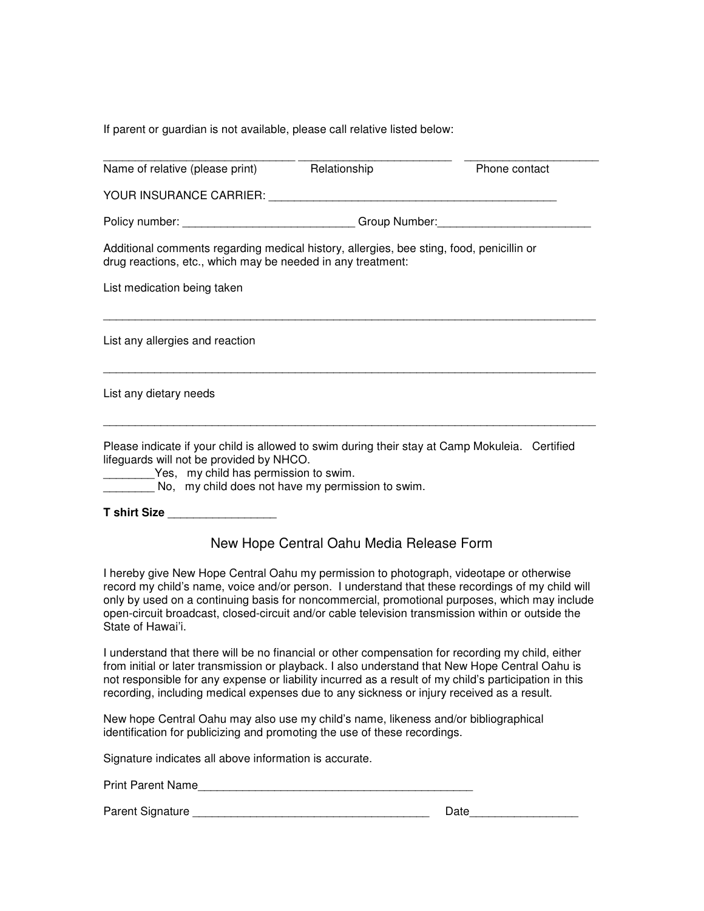If parent or guardian is not available, please call relative listed below:

______________________________ ________________________ _____________________

Name of relative (please print) Relationship Phone contact

YOUR INSURANCE CARRIER: ______________________________________________

Policy number: ___________________________ Group Number:________________________

Additional comments regarding medical history, allergies, bee sting, food, penicillin or drug reactions, etc., which may be needed in any treatment:

List medication being taken

_____________________________________________________________________________

List any allergies and reaction

_____________________________________________________________________________

List any dietary needs

_____________________________________________________________________________

Please indicate if your child is allowed to swim during their stay at Camp Mokuleia. Certified lifeguards will not be provided by NHCO.

________Yes, my child has permission to swim.
________ No, my child does not have my permission to swim.

**T shirt Size** _________________

## New Hope Central Oahu Media Release Form

I hereby give New Hope Central Oahu my permission to photograph, videotape or otherwise record my child's name, voice and/or person. I understand that these recordings of my child will only by used on a continuing basis for noncommercial, promotional purposes, which may include open-circuit broadcast, closed-circuit and/or cable television transmission within or outside the State of Hawai'i.

I understand that there will be no financial or other compensation for recording my child, either from initial or later transmission or playback. I also understand that New Hope Central Oahu is not responsible for any expense or liability incurred as a result of my child's participation in this recording, including medical expenses due to any sickness or injury received as a result.

New hope Central Oahu may also use my child's name, likeness and/or bibliographical identification for publicizing and promoting the use of these recordings.

Signature indicates all above information is accurate.

Print Parent Name____________________________________________

Parent Signature _____________________________________ Date_________________